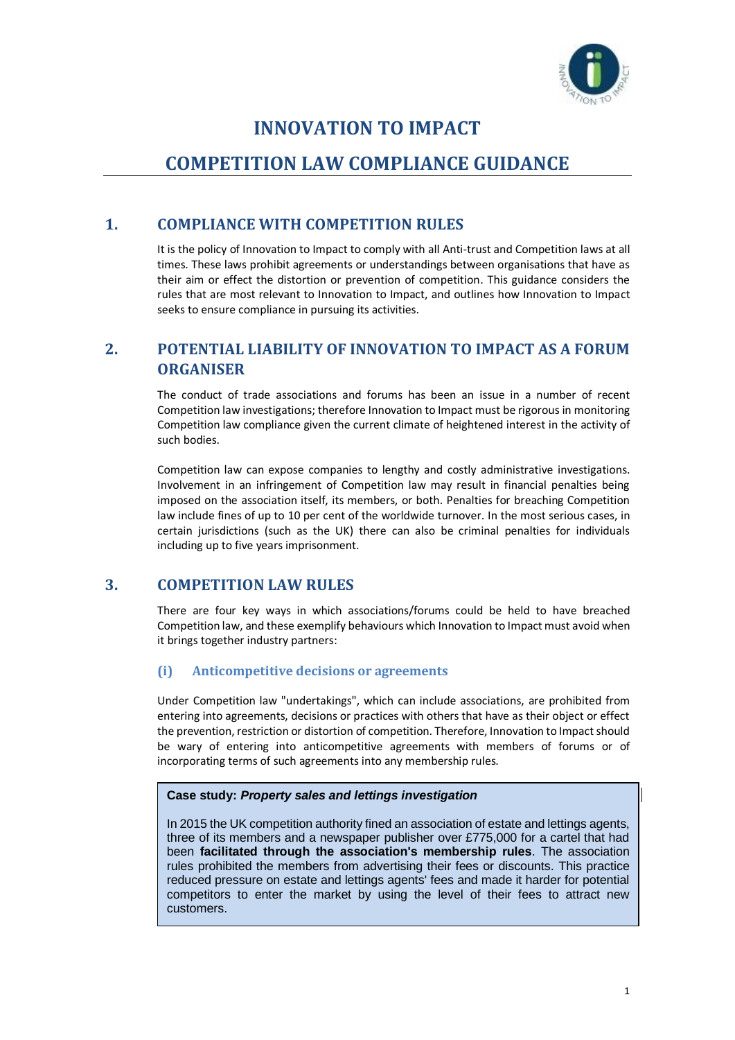# INNOVATION TO IMPACT

# COMPETITION LAW COMPLIANCE GUIDANCE

## 1. COMPLIANCE WITH COMPETITION RULES

It is the policy of Innovation to Impact to comply with all Anti-trust and Competition laws at all times. These laws prohibit agreements or understandings between organisations that have as their aim or effect the distortion or prevention of competition. This guidance considers the rules that are most relevant to Innovation to Impact, and outlines how Innovation to Impact seeks to ensure compliance in pursuing its activities.

## 2. POTENTIAL LIABILITY OF INNOVATION TO IMPACT AS A FORUM ORGANISER

The conduct of trade associations and forums has been an issue in a number of recent Competition law investigations; therefore Innovation to Impact must be rigorous in monitoring Competition law compliance given the current climate of heightened interest in the activity of such bodies.

Competition law can expose companies to lengthy and costly administrative investigations. Involvement in an infringement of Competition law may result in financial penalties being imposed on the association itself, its members, or both. Penalties for breaching Competition law include fines of up to 10 per cent of the worldwide turnover. In the most serious cases, in certain jurisdictions (such as the UK) there can also be criminal penalties for individuals including up to five years imprisonment.

## 3. COMPETITION LAW RULES

There are four key ways in which associations/forums could be held to have breached Competition law, and these exemplify behaviours which Innovation to Impact must avoid when it brings together industry partners:

### (i) Anticompetitive decisions or agreements

Under Competition law "undertakings", which can include associations, are prohibited from entering into agreements, decisions or practices with others that have as their object or effect the prevention, restriction or distortion of competition. Therefore, Innovation to Impact should be wary of entering into anticompetitive agreements with members of forums or of incorporating terms of such agreements into any membership rules.

> **Case study: *Property sales and lettings investigation***
>
> In 2015 the UK competition authority fined an association of estate and lettings agents, three of its members and a newspaper publisher over £775,000 for a cartel that had been **facilitated through the association's membership rules**. The association rules prohibited the members from advertising their fees or discounts. This practice reduced pressure on estate and lettings agents' fees and made it harder for potential competitors to enter the market by using the level of their fees to attract new customers.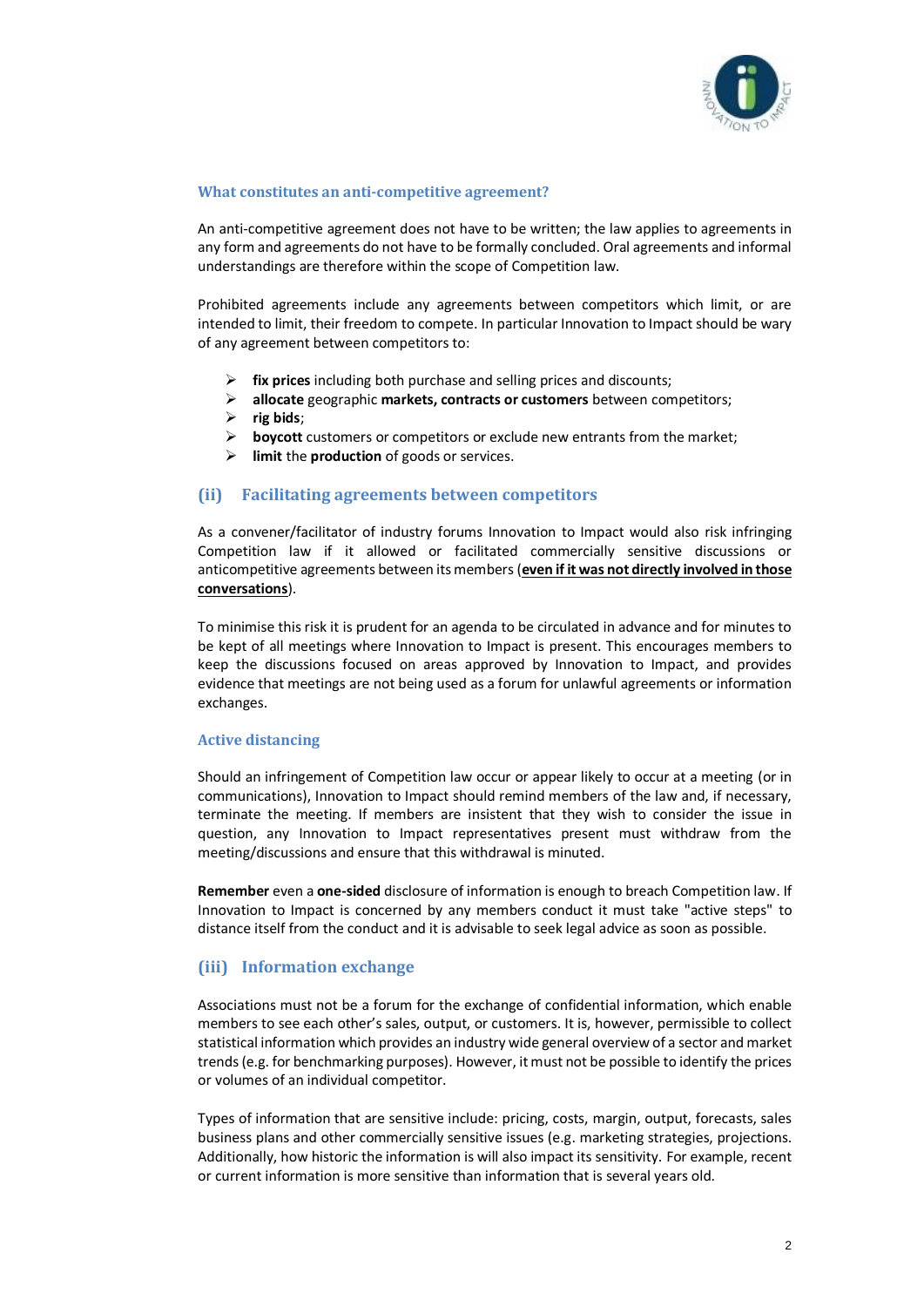### What constitutes an anti-competitive agreement?

An anti-competitive agreement does not have to be written; the law applies to agreements in any form and agreements do not have to be formally concluded. Oral agreements and informal understandings are therefore within the scope of Competition law.

Prohibited agreements include any agreements between competitors which limit, or are intended to limit, their freedom to compete. In particular Innovation to Impact should be wary of any agreement between competitors to:

- **fix prices** including both purchase and selling prices and discounts;
- **allocate** geographic **markets, contracts or customers** between competitors;
- **rig bids**;
- **boycott** customers or competitors or exclude new entrants from the market;
- **limit** the **production** of goods or services.

## (ii) Facilitating agreements between competitors

As a convener/facilitator of industry forums Innovation to Impact would also risk infringing Competition law if it allowed or facilitated commercially sensitive discussions or anticompetitive agreements between its members (**even if it was not directly involved in those conversations**).

To minimise this risk it is prudent for an agenda to be circulated in advance and for minutes to be kept of all meetings where Innovation to Impact is present. This encourages members to keep the discussions focused on areas approved by Innovation to Impact, and provides evidence that meetings are not being used as a forum for unlawful agreements or information exchanges.

### Active distancing

Should an infringement of Competition law occur or appear likely to occur at a meeting (or in communications), Innovation to Impact should remind members of the law and, if necessary, terminate the meeting. If members are insistent that they wish to consider the issue in question, any Innovation to Impact representatives present must withdraw from the meeting/discussions and ensure that this withdrawal is minuted.

**Remember** even a **one-sided** disclosure of information is enough to breach Competition law. If Innovation to Impact is concerned by any members conduct it must take "active steps" to distance itself from the conduct and it is advisable to seek legal advice as soon as possible.

## (iii) Information exchange

Associations must not be a forum for the exchange of confidential information, which enable members to see each other's sales, output, or customers. It is, however, permissible to collect statistical information which provides an industry wide general overview of a sector and market trends (e.g. for benchmarking purposes). However, it must not be possible to identify the prices or volumes of an individual competitor.

Types of information that are sensitive include: pricing, costs, margin, output, forecasts, sales business plans and other commercially sensitive issues (e.g. marketing strategies, projections. Additionally, how historic the information is will also impact its sensitivity. For example, recent or current information is more sensitive than information that is several years old.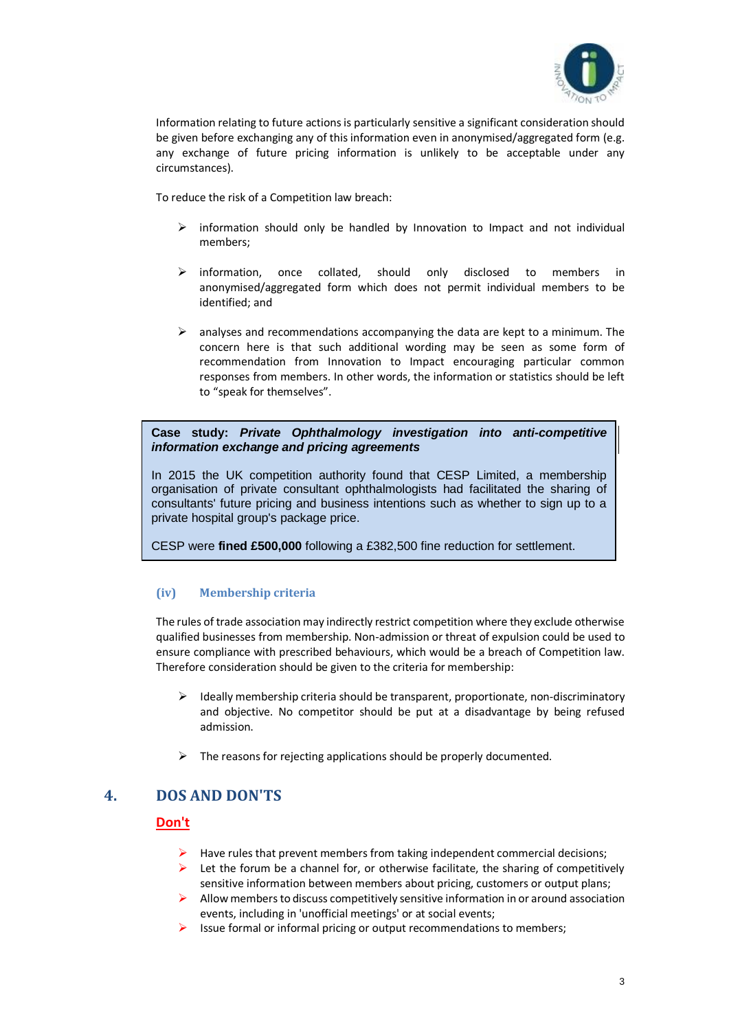Information relating to future actions is particularly sensitive a significant consideration should be given before exchanging any of this information even in anonymised/aggregated form (e.g. any exchange of future pricing information is unlikely to be acceptable under any circumstances).

To reduce the risk of a Competition law breach:

- information should only be handled by Innovation to Impact and not individual members;
- information, once collated, should only disclosed to members in anonymised/aggregated form which does not permit individual members to be identified; and
- analyses and recommendations accompanying the data are kept to a minimum. The concern here is that such additional wording may be seen as some form of recommendation from Innovation to Impact encouraging particular common responses from members. In other words, the information or statistics should be left to "speak for themselves".

> **Case study: *Private Ophthalmology investigation into anti-competitive information exchange and pricing agreements***
>
> In 2015 the UK competition authority found that CESP Limited, a membership organisation of private consultant ophthalmologists had facilitated the sharing of consultants' future pricing and business intentions such as whether to sign up to a private hospital group's package price.
>
> CESP were **fined £500,000** following a £382,500 fine reduction for settlement.

### (iv) Membership criteria

The rules of trade association may indirectly restrict competition where they exclude otherwise qualified businesses from membership. Non-admission or threat of expulsion could be used to ensure compliance with prescribed behaviours, which would be a breach of Competition law. Therefore consideration should be given to the criteria for membership:

- Ideally membership criteria should be transparent, proportionate, non-discriminatory and objective. No competitor should be put at a disadvantage by being refused admission.
- The reasons for rejecting applications should be properly documented.

## 4. DOS AND DON'TS

**Don't**

- Have rules that prevent members from taking independent commercial decisions;
- Let the forum be a channel for, or otherwise facilitate, the sharing of competitively sensitive information between members about pricing, customers or output plans;
- Allow members to discuss competitively sensitive information in or around association events, including in 'unofficial meetings' or at social events;
- Issue formal or informal pricing or output recommendations to members;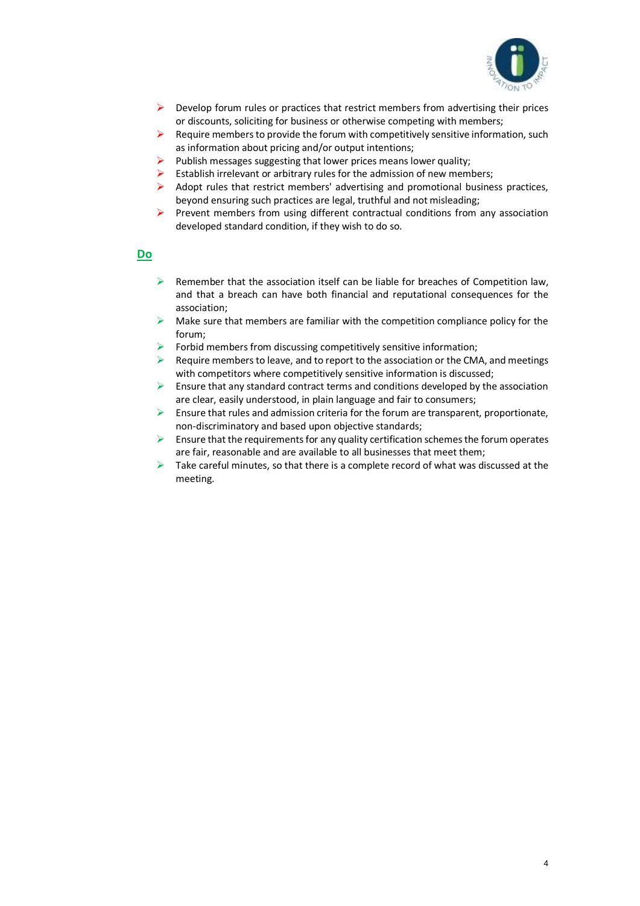- Develop forum rules or practices that restrict members from advertising their prices or discounts, soliciting for business or otherwise competing with members;
- Require members to provide the forum with competitively sensitive information, such as information about pricing and/or output intentions;
- Publish messages suggesting that lower prices means lower quality;
- Establish irrelevant or arbitrary rules for the admission of new members;
- Adopt rules that restrict members' advertising and promotional business practices, beyond ensuring such practices are legal, truthful and not misleading;
- Prevent members from using different contractual conditions from any association developed standard condition, if they wish to do so.

## Do

- Remember that the association itself can be liable for breaches of Competition law, and that a breach can have both financial and reputational consequences for the association;
- Make sure that members are familiar with the competition compliance policy for the forum;
- Forbid members from discussing competitively sensitive information;
- Require members to leave, and to report to the association or the CMA, and meetings with competitors where competitively sensitive information is discussed;
- Ensure that any standard contract terms and conditions developed by the association are clear, easily understood, in plain language and fair to consumers;
- Ensure that rules and admission criteria for the forum are transparent, proportionate, non-discriminatory and based upon objective standards;
- Ensure that the requirements for any quality certification schemes the forum operates are fair, reasonable and are available to all businesses that meet them;
- Take careful minutes, so that there is a complete record of what was discussed at the meeting.